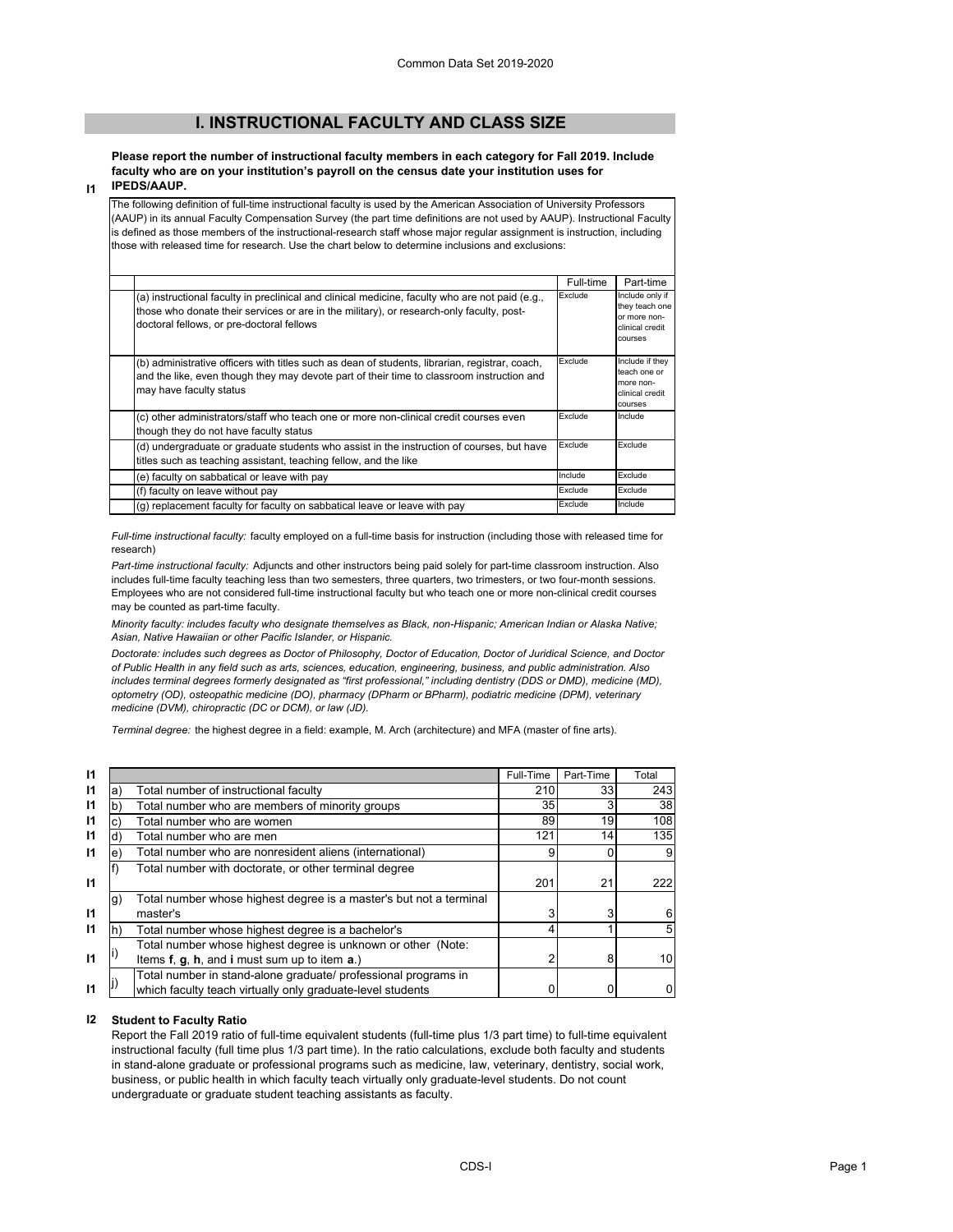# I. INSTRUCTIONAL FACULTY AND CLASS SIZE

**I1** **Please report the number of instructional faculty members in each category for Fall 2019. Include faculty who are on your institution's payroll on the census date your institution uses for IPEDS/AAUP.**

The following definition of full-time instructional faculty is used by the American Association of University Professors (AAUP) in its annual Faculty Compensation Survey (the part time definitions are not used by AAUP). Instructional Faculty is defined as those members of the instructional-research staff whose major regular assignment is instruction, including those with released time for research. Use the chart below to determine inclusions and exclusions:

| | Full-time | Part-time |
|---|---|---|
| (a) instructional faculty in preclinical and clinical medicine, faculty who are not paid (e.g., those who donate their services or are in the military), or research-only faculty, post-doctoral fellows, or pre-doctoral fellows | Exclude | Include only if they teach one or more non-clinical credit courses |
| (b) administrative officers with titles such as dean of students, librarian, registrar, coach, and the like, even though they may devote part of their time to classroom instruction and may have faculty status | Exclude | Include if they teach one or more non-clinical credit courses |
| (c) other administrators/staff who teach one or more non-clinical credit courses even though they do not have faculty status | Exclude | Include |
| (d) undergraduate or graduate students who assist in the instruction of courses, but have titles such as teaching assistant, teaching fellow, and the like | Exclude | Exclude |
| (e) faculty on sabbatical or leave with pay | Include | Exclude |
| (f) faculty on leave without pay | Exclude | Exclude |
| (g) replacement faculty for faculty on sabbatical leave or leave with pay | Exclude | Include |

*Full-time instructional faculty:* faculty employed on a full-time basis for instruction (including those with released time for research)

*Part-time instructional faculty:* Adjuncts and other instructors being paid solely for part-time classroom instruction. Also includes full-time faculty teaching less than two semesters, three quarters, two trimesters, or two four-month sessions. Employees who are not considered full-time instructional faculty but who teach one or more non-clinical credit courses may be counted as part-time faculty.

*Minority faculty: includes faculty who designate themselves as Black, non-Hispanic; American Indian or Alaska Native; Asian, Native Hawaiian or other Pacific Islander, or Hispanic.*

*Doctorate: includes such degrees as Doctor of Philosophy, Doctor of Education, Doctor of Juridical Science, and Doctor of Public Health in any field such as arts, sciences, education, engineering, business, and public administration. Also includes terminal degrees formerly designated as "first professional," including dentistry (DDS or DMD), medicine (MD), optometry (OD), osteopathic medicine (DO), pharmacy (DPharm or BPharm), podiatric medicine (DPM), veterinary medicine (DVM), chiropractic (DC or DCM), or law (JD).*

*Terminal degree:* the highest degree in a field: example, M. Arch (architecture) and MFA (master of fine arts).

| | | | Full-Time | Part-Time | Total |
|---|---|---|---|---|---|
| I1 | a) | Total number of instructional faculty | 210 | 33 | 243 |
| I1 | b) | Total number who are members of minority groups | 35 | 3 | 38 |
| I1 | c) | Total number who are women | 89 | 19 | 108 |
| I1 | d) | Total number who are men | 121 | 14 | 135 |
| I1 | e) | Total number who are nonresident aliens (international) | 9 | 0 | 9 |
| I1 | f) | Total number with doctorate, or other terminal degree | 201 | 21 | 222 |
| I1 | g) | Total number whose highest degree is a master's but not a terminal master's | 3 | 3 | 6 |
| I1 | h) | Total number whose highest degree is a bachelor's | 4 | 1 | 5 |
| I1 | i) | Total number whose highest degree is unknown or other (Note: Items **f**, **g**, **h**, and **i** must sum up to item **a**.) | 2 | 8 | 10 |
| I1 | j) | Total number in stand-alone graduate/ professional programs in which faculty teach virtually only graduate-level students | 0 | 0 | 0 |

**I2** **Student to Faculty Ratio**

Report the Fall 2019 ratio of full-time equivalent students (full-time plus 1/3 part time) to full-time equivalent instructional faculty (full time plus 1/3 part time). In the ratio calculations, exclude both faculty and students in stand-alone graduate or professional programs such as medicine, law, veterinary, dentistry, social work, business, or public health in which faculty teach virtually only graduate-level students. Do not count undergraduate or graduate student teaching assistants as faculty.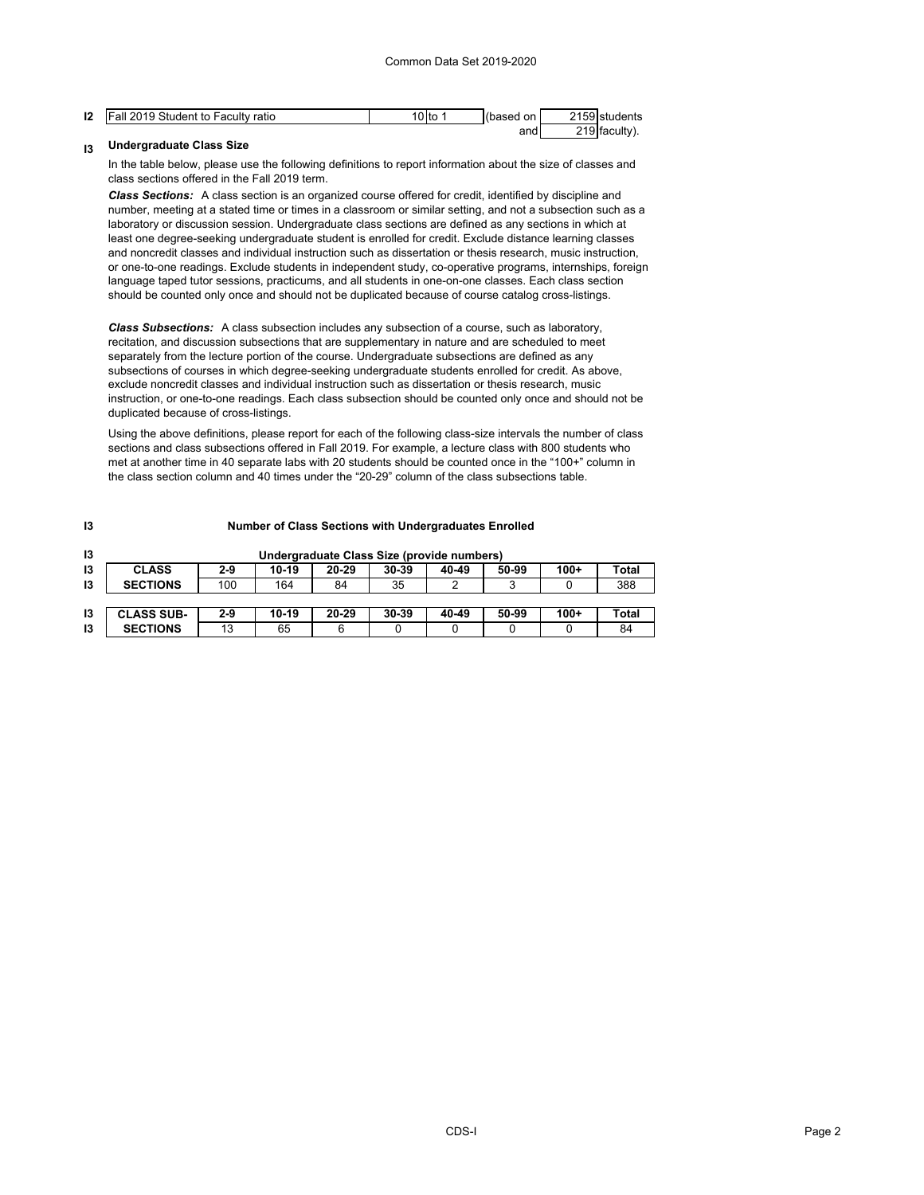| | | | | |
|---|---|---|---|---|
| I2 | Fall 2019 Student to Faculty ratio | 10 to 1 | (based on | 2159 students |
| | | | and | 219 faculty). |

**I3 Undergraduate Class Size**

In the table below, please use the following definitions to report information about the size of classes and class sections offered in the Fall 2019 term.

***Class Sections:*** A class section is an organized course offered for credit, identified by discipline and number, meeting at a stated time or times in a classroom or similar setting, and not a subsection such as a laboratory or discussion session. Undergraduate class sections are defined as any sections in which at least one degree-seeking undergraduate student is enrolled for credit. Exclude distance learning classes and noncredit classes and individual instruction such as dissertation or thesis research, music instruction, or one-to-one readings. Exclude students in independent study, co-operative programs, internships, foreign language taped tutor sessions, practicums, and all students in one-on-one classes. Each class section should be counted only once and should not be duplicated because of course catalog cross-listings.

***Class Subsections:*** A class subsection includes any subsection of a course, such as laboratory, recitation, and discussion subsections that are supplementary in nature and are scheduled to meet separately from the lecture portion of the course. Undergraduate subsections are defined as any subsections of courses in which degree-seeking undergraduate students enrolled for credit. As above, exclude noncredit classes and individual instruction such as dissertation or thesis research, music instruction, or one-to-one readings. Each class subsection should be counted only once and should not be duplicated because of cross-listings.

Using the above definitions, please report for each of the following class-size intervals the number of class sections and class subsections offered in Fall 2019. For example, a lecture class with 800 students who met at another time in 40 separate labs with 20 students should be counted once in the "100+" column in the class section column and 40 times under the "20-29" column of the class subsections table.

**I3 Number of Class Sections with Undergraduates Enrolled**

**I3 Undergraduate Class Size (provide numbers)**

| | CLASS SECTIONS | 2-9 | 10-19 | 20-29 | 30-39 | 40-49 | 50-99 | 100+ | Total |
|---|---|---|---|---|---|---|---|---|---|
| I3 | CLASS SECTIONS | 100 | 164 | 84 | 35 | 2 | 3 | 0 | 388 |

| | CLASS SUB-SECTIONS | 2-9 | 10-19 | 20-29 | 30-39 | 40-49 | 50-99 | 100+ | Total |
|---|---|---|---|---|---|---|---|---|---|
| I3 | CLASS SUB-SECTIONS | 13 | 65 | 6 | 0 | 0 | 0 | 0 | 84 |